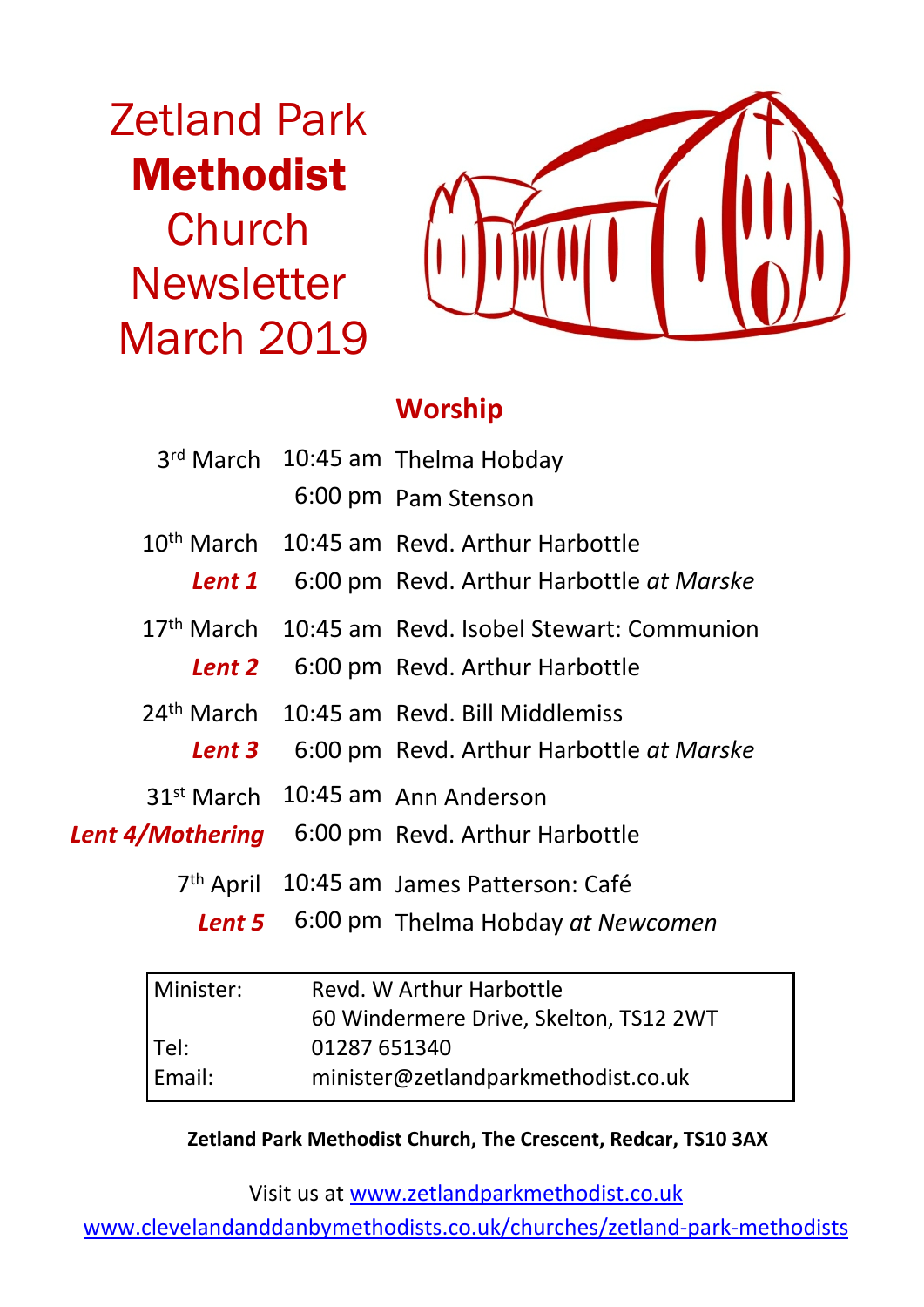# Zetland Park **Methodist** Church Newsletter March 2019

## Worship

| | | |
|---|---|---|
| 3rd March | 10:45 am | Thelma Hobday |
| | 6:00 pm | Pam Stenson |
| 10th March | 10:45 am | Revd. Arthur Harbottle |
| ***Lent 1*** | 6:00 pm | Revd. Arthur Harbottle *at Marske* |
| 17th March | 10:45 am | Revd. Isobel Stewart: Communion |
| ***Lent 2*** | 6:00 pm | Revd. Arthur Harbottle |
| 24th March | 10:45 am | Revd. Bill Middlemiss |
| ***Lent 3*** | 6:00 pm | Revd. Arthur Harbottle *at Marske* |
| 31st March | 10:45 am | Ann Anderson |
| ***Lent 4/Mothering*** | 6:00 pm | Revd. Arthur Harbottle |
| 7th April | 10:45 am | James Patterson: Café |
| ***Lent 5*** | 6:00 pm | Thelma Hobday *at Newcomen* |

| | |
|---|---|
| Minister: | Revd. W Arthur Harbottle<br>60 Windermere Drive, Skelton, TS12 2WT |
| Tel: | 01287 651340 |
| Email: | minister@zetlandparkmethodist.co.uk |

**Zetland Park Methodist Church, The Crescent, Redcar, TS10 3AX**

Visit us at www.zetlandparkmethodist.co.uk

www.clevelandanddanbymethodists.co.uk/churches/zetland-park-methodists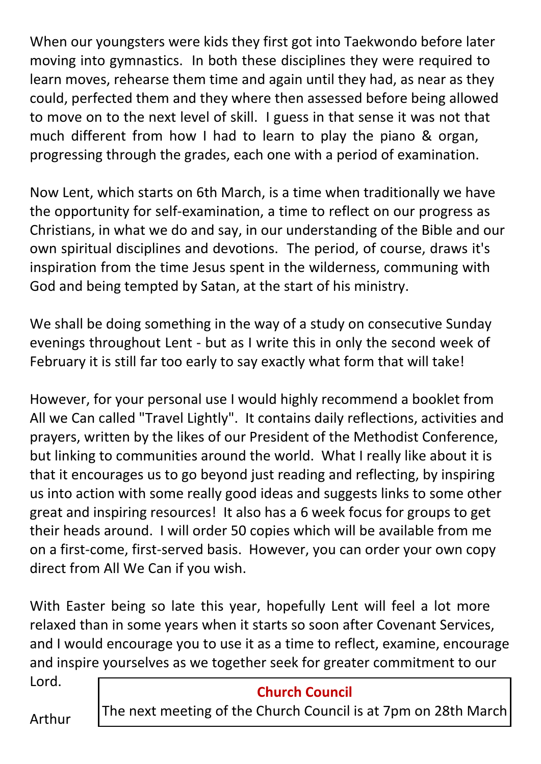When our youngsters were kids they first got into Taekwondo before later moving into gymnastics. In both these disciplines they were required to learn moves, rehearse them time and again until they had, as near as they could, perfected them and they where then assessed before being allowed to move on to the next level of skill. I guess in that sense it was not that much different from how I had to learn to play the piano & organ, progressing through the grades, each one with a period of examination.

Now Lent, which starts on 6th March, is a time when traditionally we have the opportunity for self-examination, a time to reflect on our progress as Christians, in what we do and say, in our understanding of the Bible and our own spiritual disciplines and devotions. The period, of course, draws it's inspiration from the time Jesus spent in the wilderness, communing with God and being tempted by Satan, at the start of his ministry.

We shall be doing something in the way of a study on consecutive Sunday evenings throughout Lent - but as I write this in only the second week of February it is still far too early to say exactly what form that will take!

However, for your personal use I would highly recommend a booklet from All we Can called "Travel Lightly". It contains daily reflections, activities and prayers, written by the likes of our President of the Methodist Conference, but linking to communities around the world. What I really like about it is that it encourages us to go beyond just reading and reflecting, by inspiring us into action with some really good ideas and suggests links to some other great and inspiring resources! It also has a 6 week focus for groups to get their heads around. I will order 50 copies which will be available from me on a first-come, first-served basis. However, you can order your own copy direct from All We Can if you wish.

With Easter being so late this year, hopefully Lent will feel a lot more relaxed than in some years when it starts so soon after Covenant Services, and I would encourage you to use it as a time to reflect, examine, encourage and inspire yourselves as we together seek for greater commitment to our Lord.

Arthur

**Church Council**

The next meeting of the Church Council is at 7pm on 28th March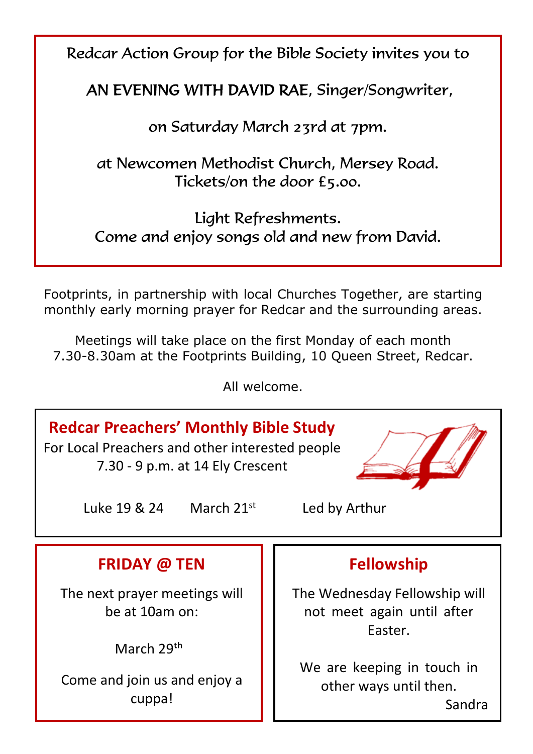Redcar Action Group for the Bible Society invites you to

AN EVENING WITH DAVID RAE, Singer/Songwriter,

on Saturday March 23rd at 7pm.

at Newcomen Methodist Church, Mersey Road.
Tickets/on the door £5.00.

Light Refreshments.
Come and enjoy songs old and new from David.

Footprints, in partnership with local Churches Together, are starting monthly early morning prayer for Redcar and the surrounding areas.

Meetings will take place on the first Monday of each month 7.30-8.30am at the Footprints Building, 10 Queen Street, Redcar.

All welcome.

## Redcar Preachers' Monthly Bible Study

For Local Preachers and other interested people
7.30 - 9 p.m. at 14 Ely Crescent

Luke 19 & 24 March 21st Led by Arthur

## FRIDAY @ TEN

The next prayer meetings will be at 10am on:

March 29th

Come and join us and enjoy a cuppa!

## Fellowship

The Wednesday Fellowship will not meet again until after Easter.

We are keeping in touch in other ways until then.

Sandra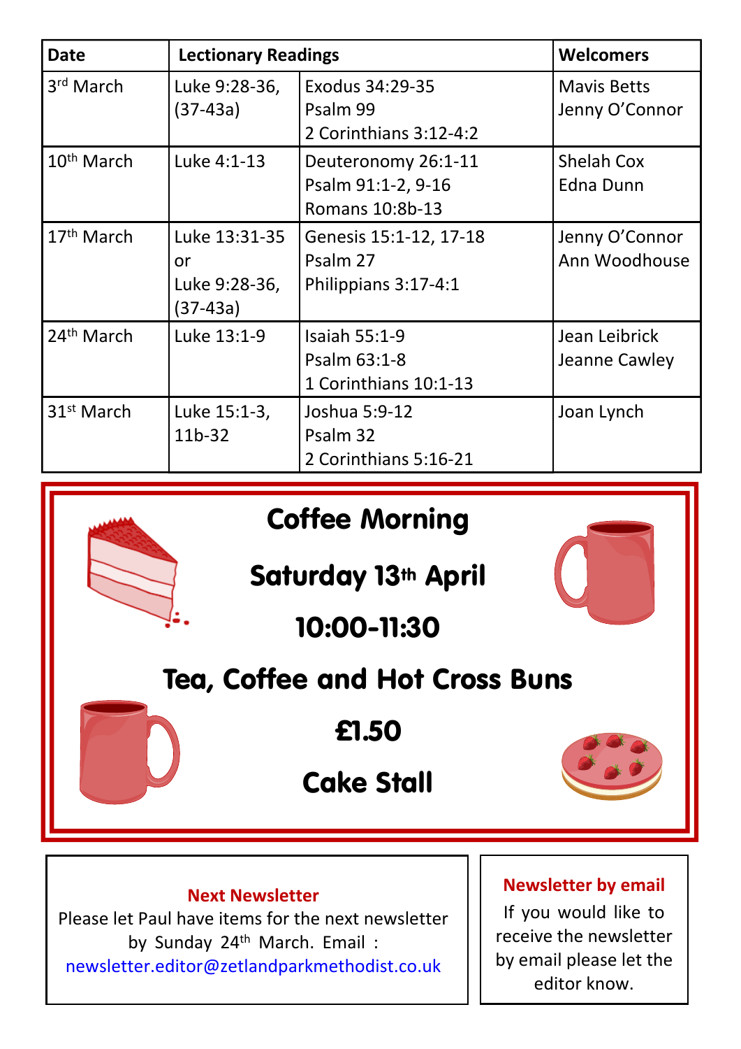| Date | Lectionary Readings | | Welcomers |
| --- | --- | --- | --- |
| 3rd March | Luke 9:28-36, (37-43a) | Exodus 34:29-35<br>Psalm 99<br>2 Corinthians 3:12-4:2 | Mavis Betts<br>Jenny O'Connor |
| 10th March | Luke 4:1-13 | Deuteronomy 26:1-11<br>Psalm 91:1-2, 9-16<br>Romans 10:8b-13 | Shelah Cox<br>Edna Dunn |
| 17th March | Luke 13:31-35 or Luke 9:28-36, (37-43a) | Genesis 15:1-12, 17-18<br>Psalm 27<br>Philippians 3:17-4:1 | Jenny O'Connor<br>Ann Woodhouse |
| 24th March | Luke 13:1-9 | Isaiah 55:1-9<br>Psalm 63:1-8<br>1 Corinthians 10:1-13 | Jean Leibrick<br>Jeanne Cawley |
| 31st March | Luke 15:1-3, 11b-32 | Joshua 5:9-12<br>Psalm 32<br>2 Corinthians 5:16-21 | Joan Lynch |

# Coffee Morning

## Saturday 13th April

## 10:00-11:30

## Tea, Coffee and Hot Cross Buns

## £1.50

## Cake Stall

**Next Newsletter**

Please let Paul have items for the next newsletter by Sunday 24th March. Email : newsletter.editor@zetlandparkmethodist.co.uk

**Newsletter by email**

If you would like to receive the newsletter by email please let the editor know.